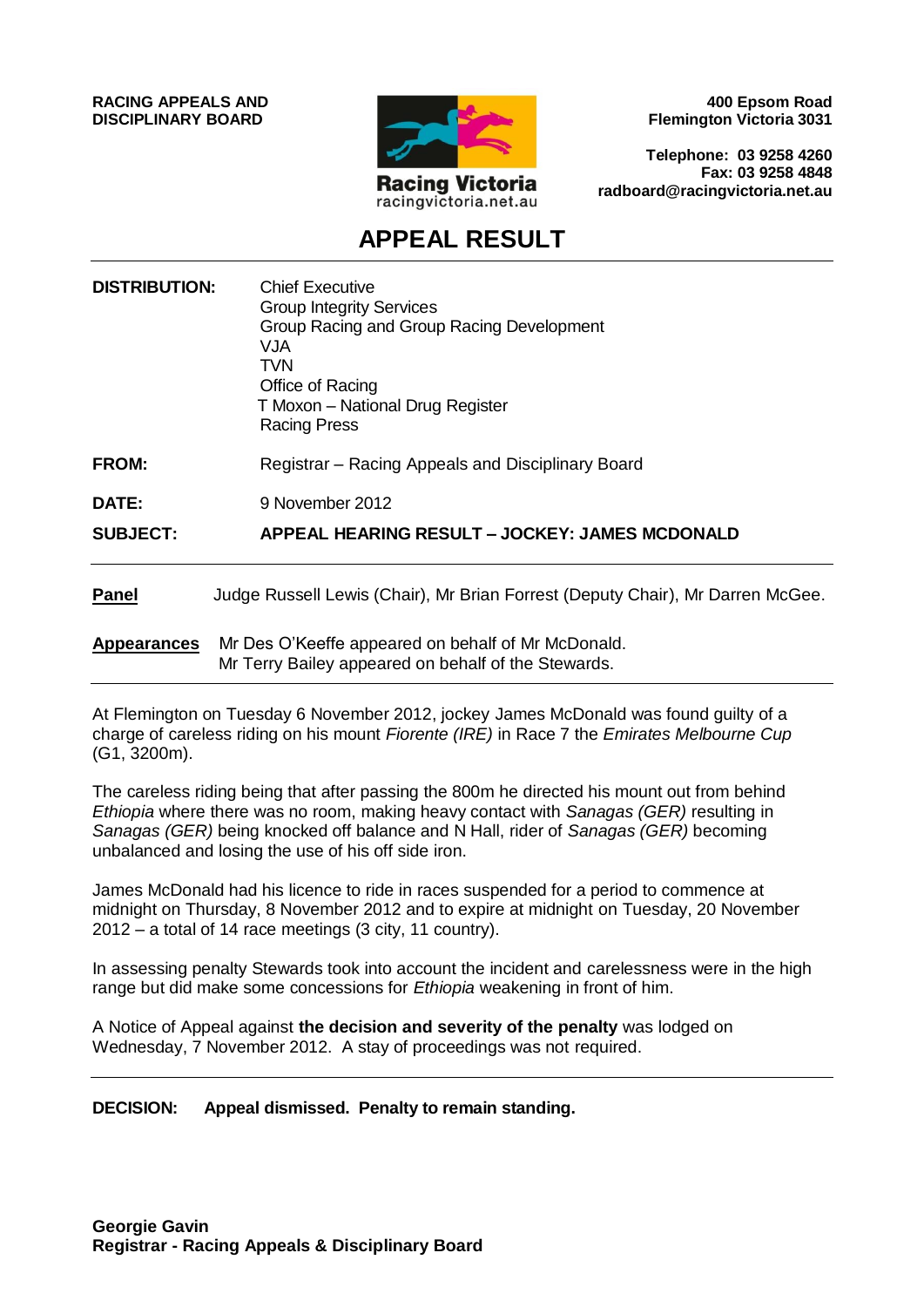**RACING APPEALS AND DISCIPLINARY BOARD**

Racing Victoria
racingvictoria.net.au

**400 Epsom Road**
**Flemington Victoria 3031**

**Telephone: 03 9258 4260**
**Fax: 03 9258 4848**
**radboard@racingvictoria.net.au**

# APPEAL RESULT

**DISTRIBUTION:** Chief Executive
Group Integrity Services
Group Racing and Group Racing Development
VJA
TVN
Office of Racing
T Moxon – National Drug Register
Racing Press

**FROM:** Registrar – Racing Appeals and Disciplinary Board

**DATE:** 9 November 2012

**SUBJECT:** **APPEAL HEARING RESULT – JOCKEY: JAMES MCDONALD**

**Panel** Judge Russell Lewis (Chair), Mr Brian Forrest (Deputy Chair), Mr Darren McGee.

**Appearances** Mr Des O'Keeffe appeared on behalf of Mr McDonald.
Mr Terry Bailey appeared on behalf of the Stewards.

At Flemington on Tuesday 6 November 2012, jockey James McDonald was found guilty of a charge of careless riding on his mount *Fiorente (IRE)* in Race 7 the *Emirates Melbourne Cup* (G1, 3200m).

The careless riding being that after passing the 800m he directed his mount out from behind *Ethiopia* where there was no room, making heavy contact with *Sanagas (GER)* resulting in *Sanagas (GER)* being knocked off balance and N Hall, rider of *Sanagas (GER)* becoming unbalanced and losing the use of his off side iron.

James McDonald had his licence to ride in races suspended for a period to commence at midnight on Thursday, 8 November 2012 and to expire at midnight on Tuesday, 20 November 2012 – a total of 14 race meetings (3 city, 11 country).

In assessing penalty Stewards took into account the incident and carelessness were in the high range but did make some concessions for *Ethiopia* weakening in front of him.

A Notice of Appeal against **the decision and severity of the penalty** was lodged on Wednesday, 7 November 2012. A stay of proceedings was not required.

**DECISION: Appeal dismissed. Penalty to remain standing.**

**Georgie Gavin**
**Registrar - Racing Appeals & Disciplinary Board**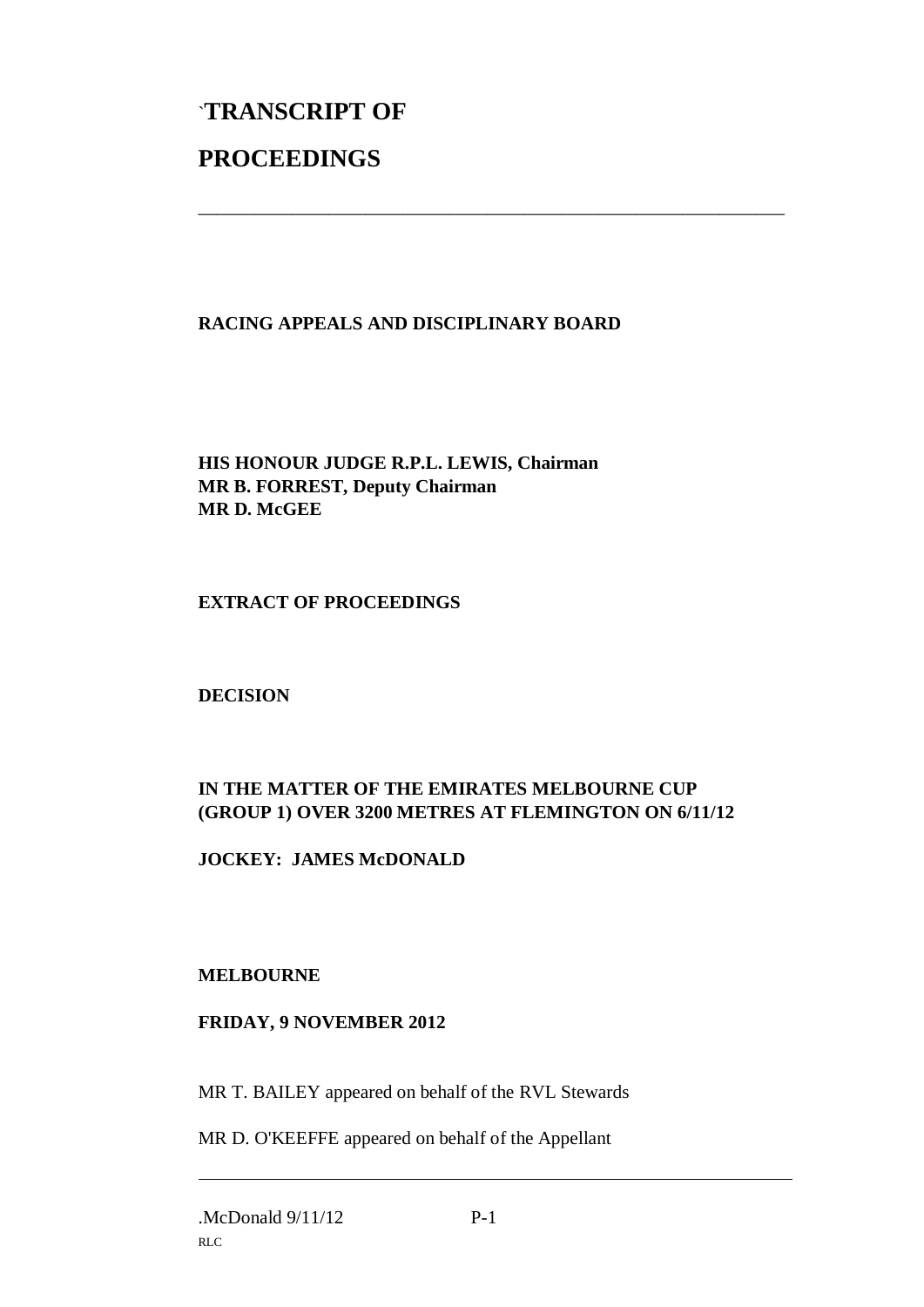# `TRANSCRIPT OF

# PROCEEDINGS

---

**RACING APPEALS AND DISCIPLINARY BOARD**

**HIS HONOUR JUDGE R.P.L. LEWIS, Chairman**
**MR B. FORREST, Deputy Chairman**
**MR D. McGEE**

**EXTRACT OF PROCEEDINGS**

**DECISION**

**IN THE MATTER OF THE EMIRATES MELBOURNE CUP (GROUP 1) OVER 3200 METRES AT FLEMINGTON ON 6/11/12**

**JOCKEY: JAMES McDONALD**

**MELBOURNE**

**FRIDAY, 9 NOVEMBER 2012**

MR T. BAILEY appeared on behalf of the RVL Stewards

MR D. O'KEEFFE appeared on behalf of the Appellant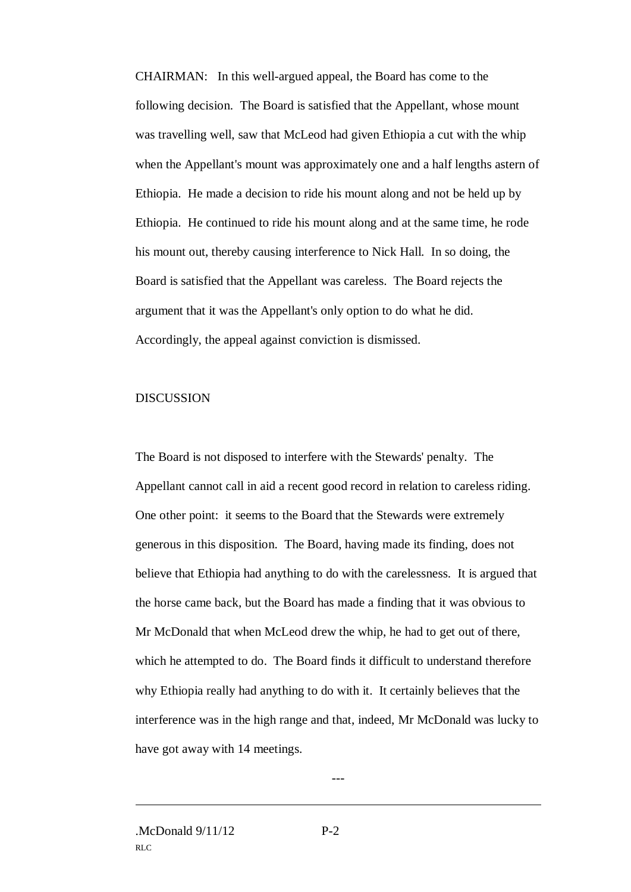CHAIRMAN: In this well-argued appeal, the Board has come to the following decision. The Board is satisfied that the Appellant, whose mount was travelling well, saw that McLeod had given Ethiopia a cut with the whip when the Appellant's mount was approximately one and a half lengths astern of Ethiopia. He made a decision to ride his mount along and not be held up by Ethiopia. He continued to ride his mount along and at the same time, he rode his mount out, thereby causing interference to Nick Hall. In so doing, the Board is satisfied that the Appellant was careless. The Board rejects the argument that it was the Appellant's only option to do what he did. Accordingly, the appeal against conviction is dismissed.

## DISCUSSION

The Board is not disposed to interfere with the Stewards' penalty. The Appellant cannot call in aid a recent good record in relation to careless riding. One other point: it seems to the Board that the Stewards were extremely generous in this disposition. The Board, having made its finding, does not believe that Ethiopia had anything to do with the carelessness. It is argued that the horse came back, but the Board has made a finding that it was obvious to Mr McDonald that when McLeod drew the whip, he had to get out of there, which he attempted to do. The Board finds it difficult to understand therefore why Ethiopia really had anything to do with it. It certainly believes that the interference was in the high range and that, indeed, Mr McDonald was lucky to have got away with 14 meetings.

---